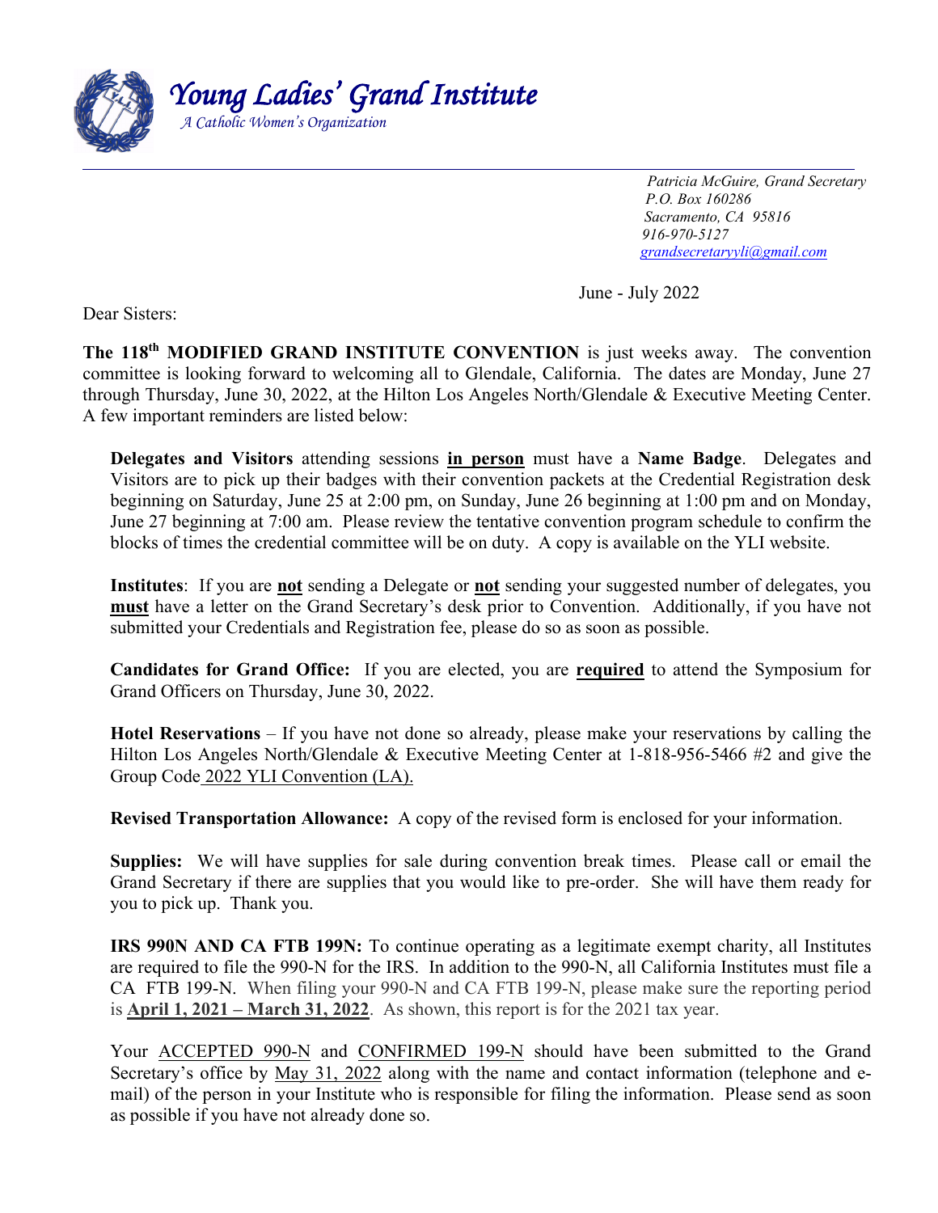# *Young Ladies' Grand Institute*

*A Catholic Women's Organization*

---

*Patricia McGuire, Grand Secretary*
*P.O. Box 160286*
*Sacramento, CA 95816*
*916-970-5127*
*grandsecretaryyli@gmail.com*

June - July 2022

Dear Sisters:

**The 118th MODIFIED GRAND INSTITUTE CONVENTION** is just weeks away. The convention committee is looking forward to welcoming all to Glendale, California. The dates are Monday, June 27 through Thursday, June 30, 2022, at the Hilton Los Angeles North/Glendale & Executive Meeting Center. A few important reminders are listed below:

**Delegates and Visitors** attending sessions **in person** must have a **Name Badge**. Delegates and Visitors are to pick up their badges with their convention packets at the Credential Registration desk beginning on Saturday, June 25 at 2:00 pm, on Sunday, June 26 beginning at 1:00 pm and on Monday, June 27 beginning at 7:00 am. Please review the tentative convention program schedule to confirm the blocks of times the credential committee will be on duty. A copy is available on the YLI website.

**Institutes**: If you are **not** sending a Delegate or **not** sending your suggested number of delegates, you **must** have a letter on the Grand Secretary's desk prior to Convention. Additionally, if you have not submitted your Credentials and Registration fee, please do so as soon as possible.

**Candidates for Grand Office:** If you are elected, you are **required** to attend the Symposium for Grand Officers on Thursday, June 30, 2022.

**Hotel Reservations** – If you have not done so already, please make your reservations by calling the Hilton Los Angeles North/Glendale & Executive Meeting Center at 1-818-956-5466 #2 and give the Group Code 2022 YLI Convention (LA).

**Revised Transportation Allowance:** A copy of the revised form is enclosed for your information.

**Supplies:** We will have supplies for sale during convention break times. Please call or email the Grand Secretary if there are supplies that you would like to pre-order. She will have them ready for you to pick up. Thank you.

**IRS 990N AND CA FTB 199N:** To continue operating as a legitimate exempt charity, all Institutes are required to file the 990-N for the IRS. In addition to the 990-N, all California Institutes must file a CA FTB 199-N. When filing your 990-N and CA FTB 199-N, please make sure the reporting period is **April 1, 2021 – March 31, 2022**. As shown, this report is for the 2021 tax year.

Your ACCEPTED 990-N and CONFIRMED 199-N should have been submitted to the Grand Secretary's office by May 31, 2022 along with the name and contact information (telephone and e-mail) of the person in your Institute who is responsible for filing the information. Please send as soon as possible if you have not already done so.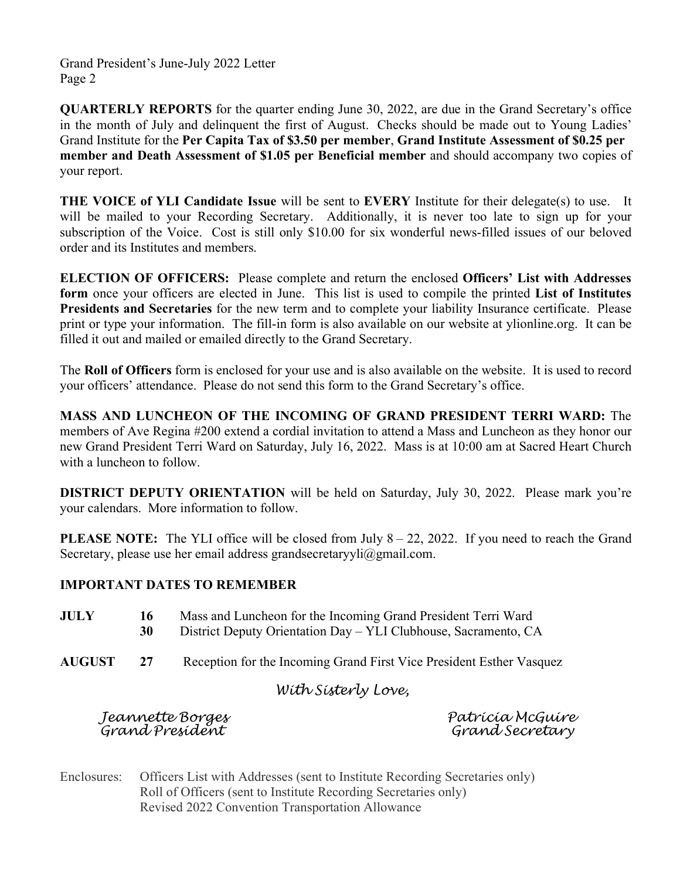**QUARTERLY REPORTS** for the quarter ending June 30, 2022, are due in the Grand Secretary's office in the month of July and delinquent the first of August. Checks should be made out to Young Ladies' Grand Institute for the **Per Capita Tax of $3.50 per member**, **Grand Institute Assessment of $0.25 per member and Death Assessment of $1.05 per Beneficial member** and should accompany two copies of your report.

**THE VOICE of YLI Candidate Issue** will be sent to **EVERY** Institute for their delegate(s) to use. It will be mailed to your Recording Secretary. Additionally, it is never too late to sign up for your subscription of the Voice. Cost is still only $10.00 for six wonderful news-filled issues of our beloved order and its Institutes and members.

**ELECTION OF OFFICERS:** Please complete and return the enclosed **Officers' List with Addresses form** once your officers are elected in June. This list is used to compile the printed **List of Institutes Presidents and Secretaries** for the new term and to complete your liability Insurance certificate. Please print or type your information. The fill-in form is also available on our website at ylionline.org. It can be filled it out and mailed or emailed directly to the Grand Secretary.

The **Roll of Officers** form is enclosed for your use and is also available on the website. It is used to record your officers' attendance. Please do not send this form to the Grand Secretary's office.

**MASS AND LUNCHEON OF THE INCOMING OF GRAND PRESIDENT TERRI WARD:** The members of Ave Regina #200 extend a cordial invitation to attend a Mass and Luncheon as they honor our new Grand President Terri Ward on Saturday, July 16, 2022. Mass is at 10:00 am at Sacred Heart Church with a luncheon to follow.

**DISTRICT DEPUTY ORIENTATION** will be held on Saturday, July 30, 2022. Please mark you're your calendars. More information to follow.

**PLEASE NOTE:** The YLI office will be closed from July 8 – 22, 2022. If you need to reach the Grand Secretary, please use her email address grandsecretaryyli@gmail.com.

## IMPORTANT DATES TO REMEMBER

| | | |
|---|---|---|
| **JULY** | **16** | Mass and Luncheon for the Incoming Grand President Terri Ward |
| | **30** | District Deputy Orientation Day – YLI Clubhouse, Sacramento, CA |
| **AUGUST** | **27** | Reception for the Incoming Grand First Vice President Esther Vasquez |

*With Sisterly Love,*

*Jeannette Borges*
*Grand President*

*Patricia McGuire*
*Grand Secretary*

Enclosures: Officers List with Addresses (sent to Institute Recording Secretaries only)
Roll of Officers (sent to Institute Recording Secretaries only)
Revised 2022 Convention Transportation Allowance